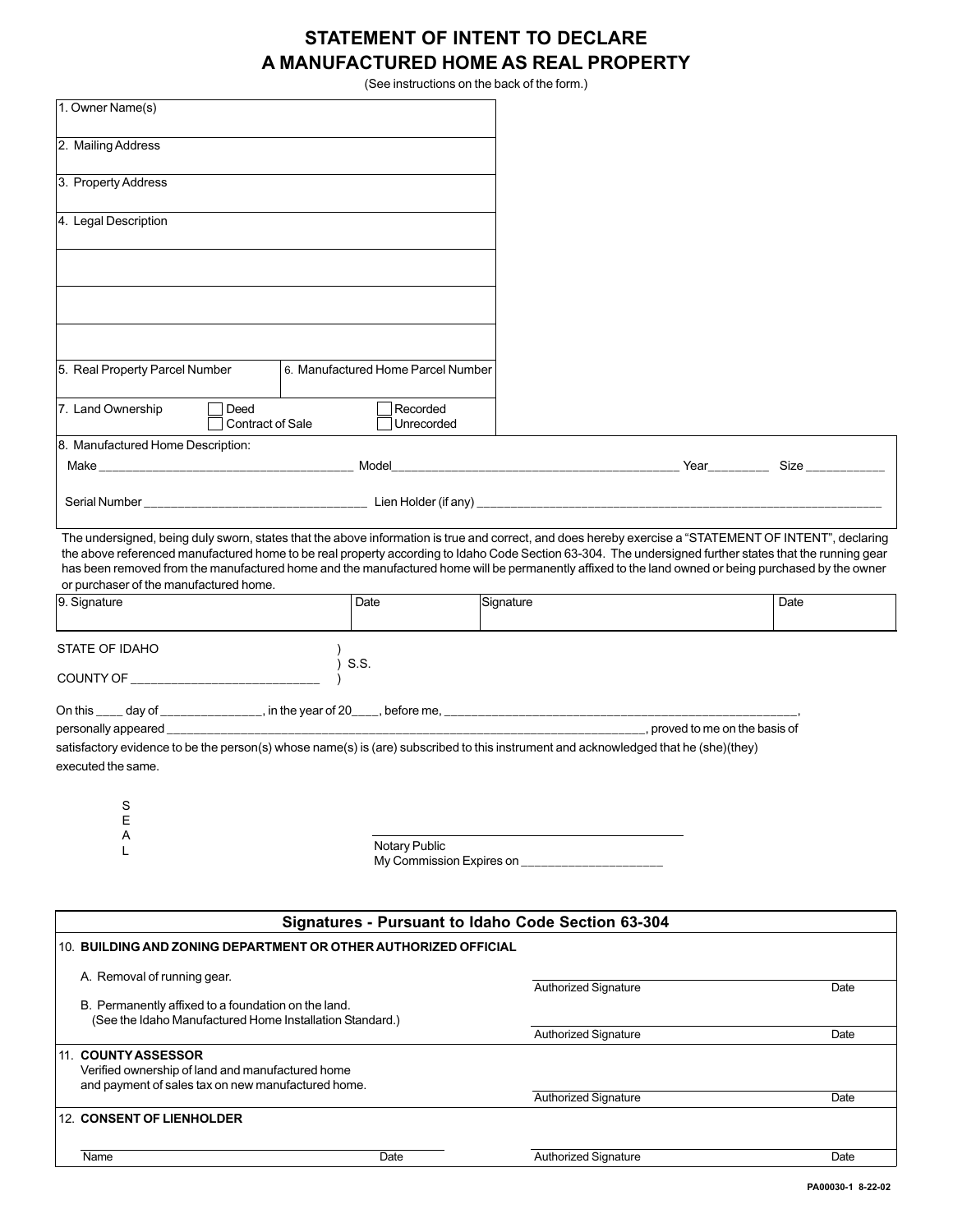# STATEMENT OF INTENT TO DECLARE A MANUFACTURED HOME AS REAL PROPERTY

(See instructions on the back of the form.)

| | |
|---|---|
| 1. Owner Name(s) | |
| 2. Mailing Address | |
| 3. Property Address | |
| 4. Legal Description | |
| | |
| | |
| | |
| 5. Real Property Parcel Number | 6. Manufactured Home Parcel Number |
| 7. Land Ownership ☐ Deed ☐ Contract of Sale | ☐ Recorded ☐ Unrecorded |

8. Manufactured Home Description:

Make ____________________________________ Model__________________________________________ Year________ Size ___________

Serial Number ________________________________ Lien Holder (if any) ____________________________________________________________

The undersigned, being duly sworn, states that the above information is true and correct, and does hereby exercise a "STATEMENT OF INTENT", declaring the above referenced manufactured home to be real property according to Idaho Code Section 63-304. The undersigned further states that the running gear has been removed from the manufactured home and the manufactured home will be permanently affixed to the land owned or being purchased by the owner or purchaser of the manufactured home.

| 9. Signature | Date | Signature | Date |
|---|---|---|---|
| | | | |

STATE OF IDAHO )
) S.S.
COUNTY OF ___________________________ )

On this ____ day of ______________, in the year of 20____, before me, ____________________________________________________,
personally appeared ________________________________________________________________________, proved to me on the basis of satisfactory evidence to be the person(s) whose name(s) is (are) subscribed to this instrument and acknowledged that he (she)(they) executed the same.

SEAL

_______________________________
Notary Public
My Commission Expires on ____________________

## Signatures - Pursuant to Idaho Code Section 63-304

**10. BUILDING AND ZONING DEPARTMENT OR OTHER AUTHORIZED OFFICIAL**

A. Removal of running gear. — Authorized Signature ______________ Date ______

B. Permanently affixed to a foundation on the land. (See the Idaho Manufactured Home Installation Standard.) — Authorized Signature ______________ Date ______

**11. COUNTY ASSESSOR**
Verified ownership of land and manufactured home and payment of sales tax on new manufactured home. — Authorized Signature ______________ Date ______

**12. CONSENT OF LIENHOLDER**

Name ______________ Date ______ Authorized Signature ______________ Date ______

PA00030-1 8-22-02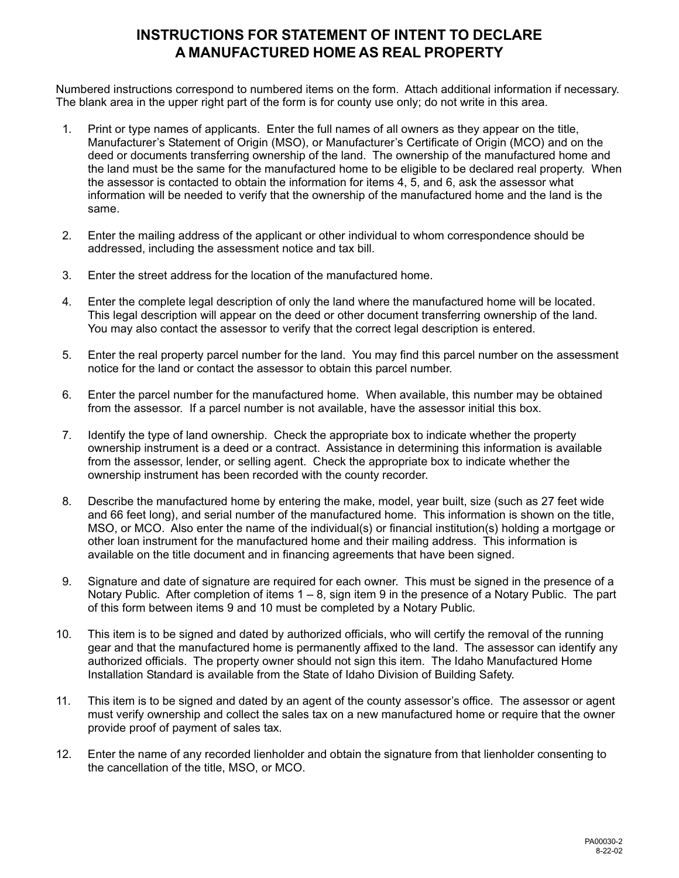# INSTRUCTIONS FOR STATEMENT OF INTENT TO DECLARE A MANUFACTURED HOME AS REAL PROPERTY

Numbered instructions correspond to numbered items on the form. Attach additional information if necessary. The blank area in the upper right part of the form is for county use only; do not write in this area.

1. Print or type names of applicants. Enter the full names of all owners as they appear on the title, Manufacturer's Statement of Origin (MSO), or Manufacturer's Certificate of Origin (MCO) and on the deed or documents transferring ownership of the land. The ownership of the manufactured home and the land must be the same for the manufactured home to be eligible to be declared real property. When the assessor is contacted to obtain the information for items 4, 5, and 6, ask the assessor what information will be needed to verify that the ownership of the manufactured home and the land is the same.

2. Enter the mailing address of the applicant or other individual to whom correspondence should be addressed, including the assessment notice and tax bill.

3. Enter the street address for the location of the manufactured home.

4. Enter the complete legal description of only the land where the manufactured home will be located. This legal description will appear on the deed or other document transferring ownership of the land. You may also contact the assessor to verify that the correct legal description is entered.

5. Enter the real property parcel number for the land. You may find this parcel number on the assessment notice for the land or contact the assessor to obtain this parcel number.

6. Enter the parcel number for the manufactured home. When available, this number may be obtained from the assessor. If a parcel number is not available, have the assessor initial this box.

7. Identify the type of land ownership. Check the appropriate box to indicate whether the property ownership instrument is a deed or a contract. Assistance in determining this information is available from the assessor, lender, or selling agent. Check the appropriate box to indicate whether the ownership instrument has been recorded with the county recorder.

8. Describe the manufactured home by entering the make, model, year built, size (such as 27 feet wide and 66 feet long), and serial number of the manufactured home. This information is shown on the title, MSO, or MCO. Also enter the name of the individual(s) or financial institution(s) holding a mortgage or other loan instrument for the manufactured home and their mailing address. This information is available on the title document and in financing agreements that have been signed.

9. Signature and date of signature are required for each owner. This must be signed in the presence of a Notary Public. After completion of items 1 – 8, sign item 9 in the presence of a Notary Public. The part of this form between items 9 and 10 must be completed by a Notary Public.

10. This item is to be signed and dated by authorized officials, who will certify the removal of the running gear and that the manufactured home is permanently affixed to the land. The assessor can identify any authorized officials. The property owner should not sign this item. The Idaho Manufactured Home Installation Standard is available from the State of Idaho Division of Building Safety.

11. This item is to be signed and dated by an agent of the county assessor's office. The assessor or agent must verify ownership and collect the sales tax on a new manufactured home or require that the owner provide proof of payment of sales tax.

12. Enter the name of any recorded lienholder and obtain the signature from that lienholder consenting to the cancellation of the title, MSO, or MCO.

PA00030-2
8-22-02